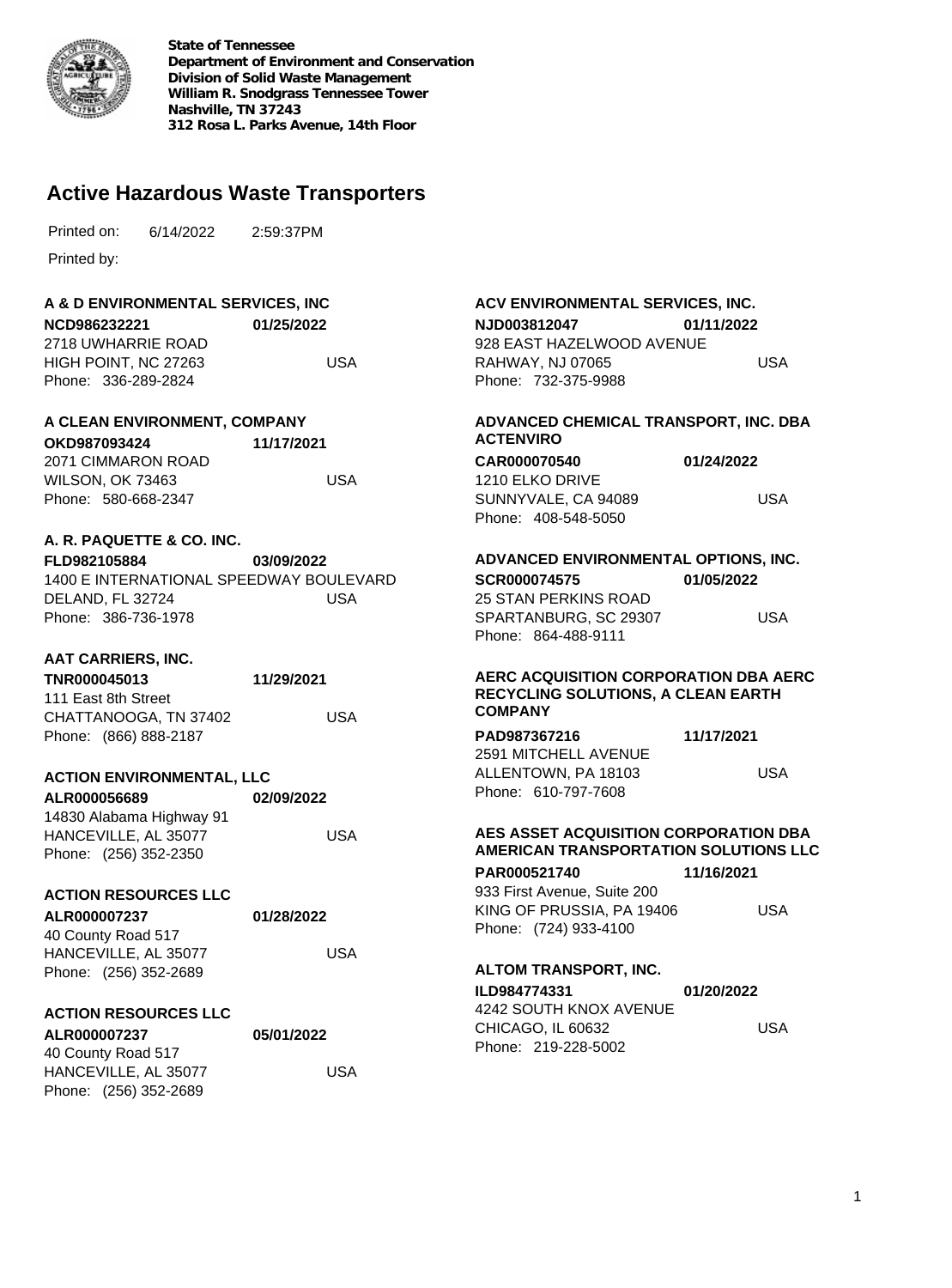**State of Tennessee**
**Department of Environment and Conservation**
**Division of Solid Waste Management**
**William R. Snodgrass Tennessee Tower**
**Nashville, TN 37243**
**312 Rosa L. Parks Avenue, 14th Floor**

# Active Hazardous Waste Transporters

Printed on: 6/14/2022 2:59:37PM

Printed by:

**A & D ENVIRONMENTAL SERVICES, INC**
**NCD986232221** **01/25/2022**
2718 UWHARRIE ROAD
HIGH POINT, NC 27263 USA
Phone: 336-289-2824

**A CLEAN ENVIRONMENT, COMPANY**
**OKD987093424** **11/17/2021**
2071 CIMMARON ROAD
WILSON, OK 73463 USA
Phone: 580-668-2347

**A. R. PAQUETTE & CO. INC.**
**FLD982105884** **03/09/2022**
1400 E INTERNATIONAL SPEEDWAY BOULEVARD
DELAND, FL 32724 USA
Phone: 386-736-1978

**AAT CARRIERS, INC.**
**TNR000045013** **11/29/2021**
111 East 8th Street
CHATTANOOGA, TN 37402 USA
Phone: (866) 888-2187

**ACTION ENVIRONMENTAL, LLC**
**ALR000056689** **02/09/2022**
14830 Alabama Highway 91
HANCEVILLE, AL 35077 USA
Phone: (256) 352-2350

**ACTION RESOURCES LLC**
**ALR000007237** **01/28/2022**
40 County Road 517
HANCEVILLE, AL 35077 USA
Phone: (256) 352-2689

**ACTION RESOURCES LLC**
**ALR000007237** **05/01/2022**
40 County Road 517
HANCEVILLE, AL 35077 USA
Phone: (256) 352-2689

**ACV ENVIRONMENTAL SERVICES, INC.**
**NJD003812047** **01/11/2022**
928 EAST HAZELWOOD AVENUE
RAHWAY, NJ 07065 USA
Phone: 732-375-9988

**ADVANCED CHEMICAL TRANSPORT, INC. DBA ACTENVIRO**
**CAR000070540** **01/24/2022**
1210 ELKO DRIVE
SUNNYVALE, CA 94089 USA
Phone: 408-548-5050

**ADVANCED ENVIRONMENTAL OPTIONS, INC.**
**SCR000074575** **01/05/2022**
25 STAN PERKINS ROAD
SPARTANBURG, SC 29307 USA
Phone: 864-488-9111

**AERC ACQUISITION CORPORATION DBA AERC RECYCLING SOLUTIONS, A CLEAN EARTH COMPANY**
**PAD987367216** **11/17/2021**
2591 MITCHELL AVENUE
ALLENTOWN, PA 18103 USA
Phone: 610-797-7608

**AES ASSET ACQUISITION CORPORATION DBA AMERICAN TRANSPORTATION SOLUTIONS LLC**
**PAR000521740** **11/16/2021**
933 First Avenue, Suite 200
KING OF PRUSSIA, PA 19406 USA
Phone: (724) 933-4100

**ALTOM TRANSPORT, INC.**
**ILD984774331** **01/20/2022**
4242 SOUTH KNOX AVENUE
CHICAGO, IL 60632 USA
Phone: 219-228-5002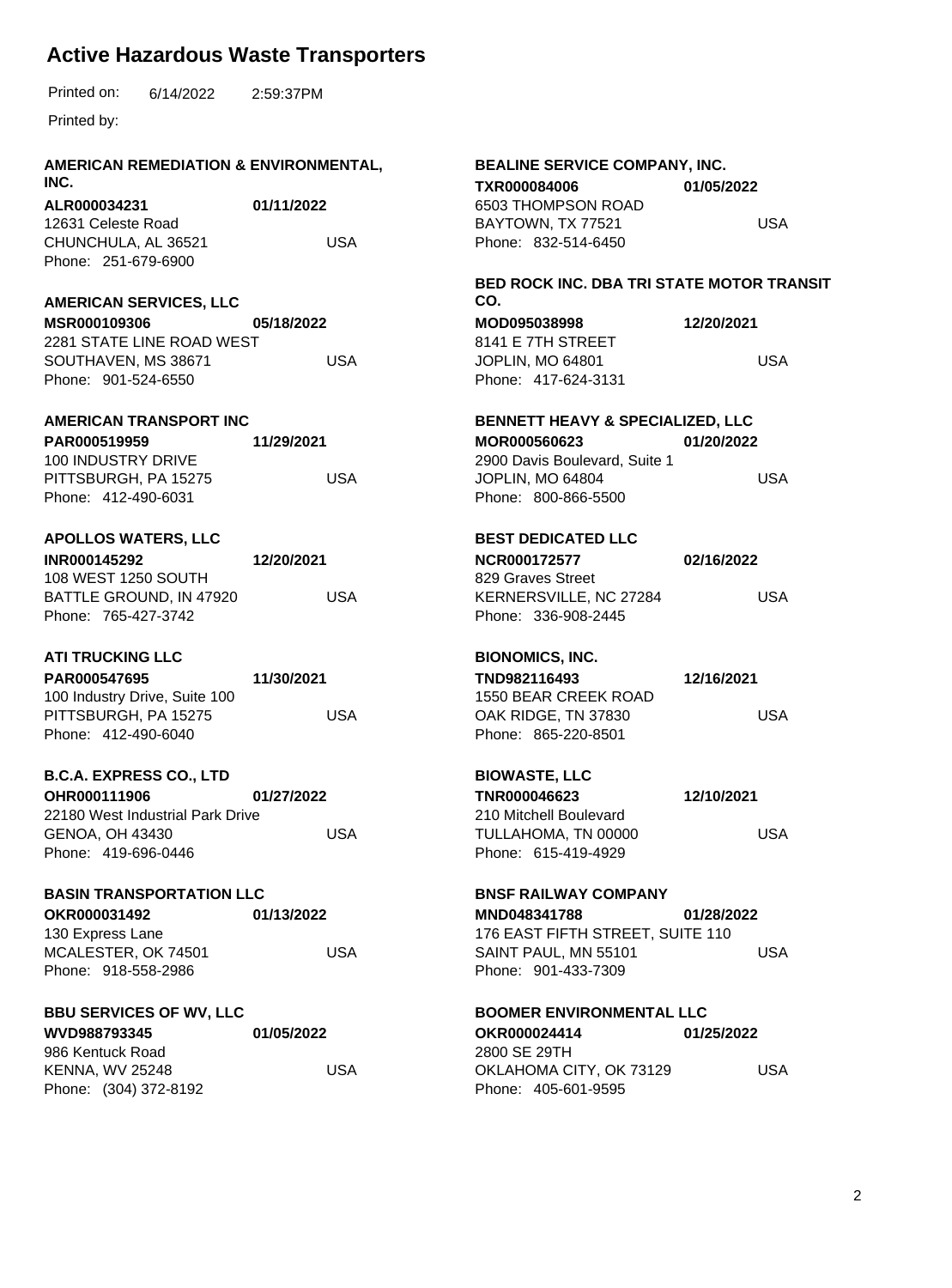# Active Hazardous Waste Transporters

Printed on: 6/14/2022 2:59:37PM

Printed by:

**AMERICAN REMEDIATION & ENVIRONMENTAL, INC.**
**ALR000034231** **01/11/2022**
12631 Celeste Road
CHUNCHULA, AL 36521 USA
Phone: 251-679-6900

**AMERICAN SERVICES, LLC**
**MSR000109306** **05/18/2022**
2281 STATE LINE ROAD WEST
SOUTHAVEN, MS 38671 USA
Phone: 901-524-6550

**AMERICAN TRANSPORT INC**
**PAR000519959** **11/29/2021**
100 INDUSTRY DRIVE
PITTSBURGH, PA 15275 USA
Phone: 412-490-6031

**APOLLOS WATERS, LLC**
**INR000145292** **12/20/2021**
108 WEST 1250 SOUTH
BATTLE GROUND, IN 47920 USA
Phone: 765-427-3742

**ATI TRUCKING LLC**
**PAR000547695** **11/30/2021**
100 Industry Drive, Suite 100
PITTSBURGH, PA 15275 USA
Phone: 412-490-6040

**B.C.A. EXPRESS CO., LTD**
**OHR000111906** **01/27/2022**
22180 West Industrial Park Drive
GENOA, OH 43430 USA
Phone: 419-696-0446

**BASIN TRANSPORTATION LLC**
**OKR000031492** **01/13/2022**
130 Express Lane
MCALESTER, OK 74501 USA
Phone: 918-558-2986

**BBU SERVICES OF WV, LLC**
**WVD988793345** **01/05/2022**
986 Kentuck Road
KENNA, WV 25248 USA
Phone: (304) 372-8192

**BEALINE SERVICE COMPANY, INC.**
**TXR000084006** **01/05/2022**
6503 THOMPSON ROAD
BAYTOWN, TX 77521 USA
Phone: 832-514-6450

**BED ROCK INC. DBA TRI STATE MOTOR TRANSIT CO.**
**MOD095038998** **12/20/2021**
8141 E 7TH STREET
JOPLIN, MO 64801 USA
Phone: 417-624-3131

**BENNETT HEAVY & SPECIALIZED, LLC**
**MOR000560623** **01/20/2022**
2900 Davis Boulevard, Suite 1
JOPLIN, MO 64804 USA
Phone: 800-866-5500

**BEST DEDICATED LLC**
**NCR000172577** **02/16/2022**
829 Graves Street
KERNERSVILLE, NC 27284 USA
Phone: 336-908-2445

**BIONOMICS, INC.**
**TND982116493** **12/16/2021**
1550 BEAR CREEK ROAD
OAK RIDGE, TN 37830 USA
Phone: 865-220-8501

**BIOWASTE, LLC**
**TNR000046623** **12/10/2021**
210 Mitchell Boulevard
TULLAHOMA, TN 00000 USA
Phone: 615-419-4929

**BNSF RAILWAY COMPANY**
**MND048341788** **01/28/2022**
176 EAST FIFTH STREET, SUITE 110
SAINT PAUL, MN 55101 USA
Phone: 901-433-7309

**BOOMER ENVIRONMENTAL LLC**
**OKR000024414** **01/25/2022**
2800 SE 29TH
OKLAHOMA CITY, OK 73129 USA
Phone: 405-601-9595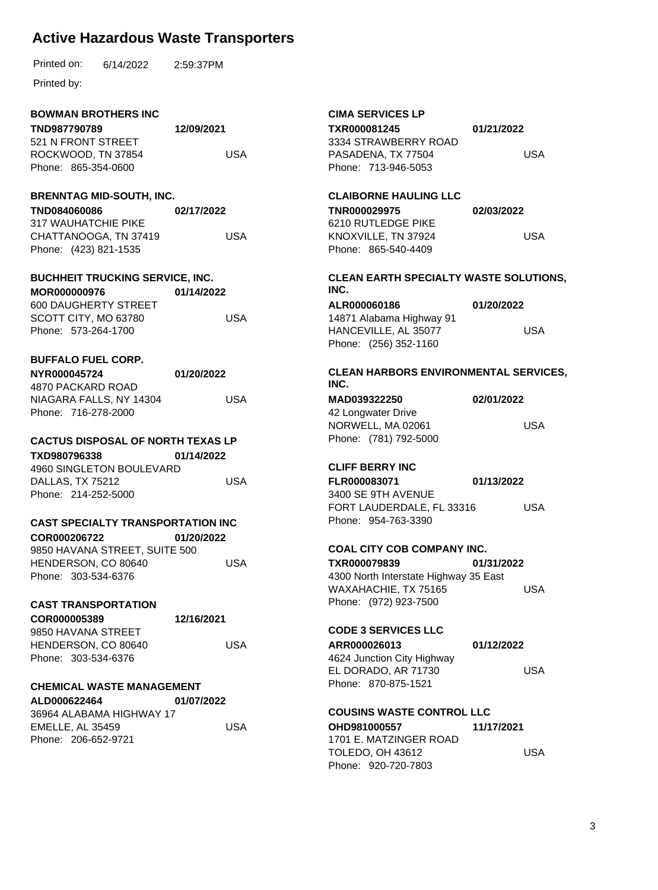# Active Hazardous Waste Transporters

Printed on: 6/14/2022 2:59:37PM

Printed by:

**BOWMAN BROTHERS INC**
**TND987790789** **12/09/2021**
521 N FRONT STREET
ROCKWOOD, TN 37854 USA
Phone: 865-354-0600

**BRENNTAG MID-SOUTH, INC.**
**TND084060086** **02/17/2022**
317 WAUHATCHIE PIKE
CHATTANOOGA, TN 37419 USA
Phone: (423) 821-1535

**BUCHHEIT TRUCKING SERVICE, INC.**
**MOR000000976** **01/14/2022**
600 DAUGHERTY STREET
SCOTT CITY, MO 63780 USA
Phone: 573-264-1700

**BUFFALO FUEL CORP.**
**NYR000045724** **01/20/2022**
4870 PACKARD ROAD
NIAGARA FALLS, NY 14304 USA
Phone: 716-278-2000

**CACTUS DISPOSAL OF NORTH TEXAS LP**
**TXD980796338** **01/14/2022**
4960 SINGLETON BOULEVARD
DALLAS, TX 75212 USA
Phone: 214-252-5000

**CAST SPECIALTY TRANSPORTATION INC**
**COR000206722** **01/20/2022**
9850 HAVANA STREET, SUITE 500
HENDERSON, CO 80640 USA
Phone: 303-534-6376

**CAST TRANSPORTATION**
**COR000005389** **12/16/2021**
9850 HAVANA STREET
HENDERSON, CO 80640 USA
Phone: 303-534-6376

**CHEMICAL WASTE MANAGEMENT**
**ALD000622464** **01/07/2022**
36964 ALABAMA HIGHWAY 17
EMELLE, AL 35459 USA
Phone: 206-652-9721

**CIMA SERVICES LP**
**TXR000081245** **01/21/2022**
3334 STRAWBERRY ROAD
PASADENA, TX 77504 USA
Phone: 713-946-5053

**CLAIBORNE HAULING LLC**
**TNR000029975** **02/03/2022**
6210 RUTLEDGE PIKE
KNOXVILLE, TN 37924 USA
Phone: 865-540-4409

**CLEAN EARTH SPECIALTY WASTE SOLUTIONS, INC.**
**ALR000060186** **01/20/2022**
14871 Alabama Highway 91
HANCEVILLE, AL 35077 USA
Phone: (256) 352-1160

**CLEAN HARBORS ENVIRONMENTAL SERVICES, INC.**
**MAD039322250** **02/01/2022**
42 Longwater Drive
NORWELL, MA 02061 USA
Phone: (781) 792-5000

**CLIFF BERRY INC**
**FLR000083071** **01/13/2022**
3400 SE 9TH AVENUE
FORT LAUDERDALE, FL 33316 USA
Phone: 954-763-3390

**COAL CITY COB COMPANY INC.**
**TXR000079839** **01/31/2022**
4300 North Interstate Highway 35 East
WAXAHACHIE, TX 75165 USA
Phone: (972) 923-7500

**CODE 3 SERVICES LLC**
**ARR000026013** **01/12/2022**
4624 Junction City Highway
EL DORADO, AR 71730 USA
Phone: 870-875-1521

**COUSINS WASTE CONTROL LLC**
**OHD981000557** **11/17/2021**
1701 E. MATZINGER ROAD
TOLEDO, OH 43612 USA
Phone: 920-720-7803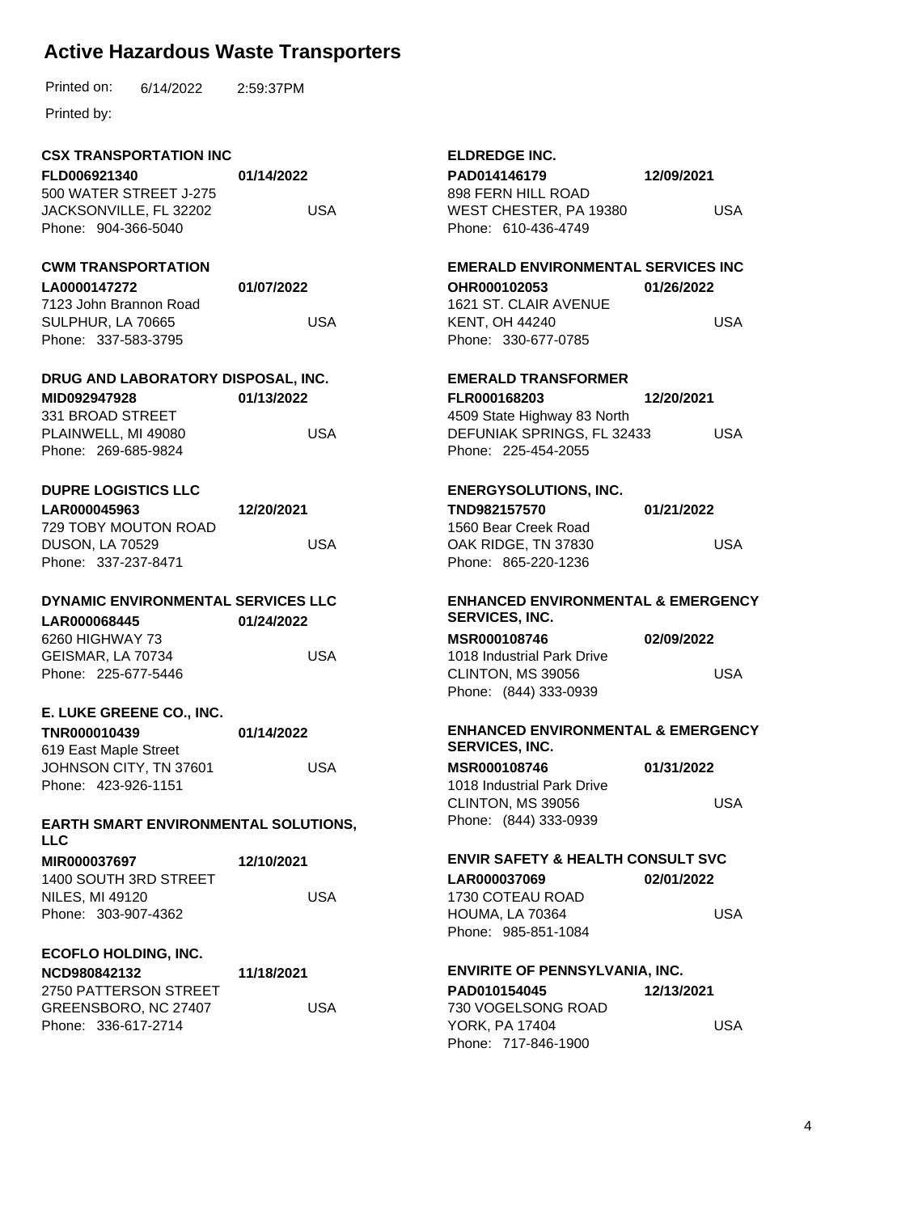# Active Hazardous Waste Transporters

Printed on: 6/14/2022 2:59:37PM

Printed by:

**CSX TRANSPORTATION INC**
**FLD006921340** **01/14/2022**
500 WATER STREET J-275
JACKSONVILLE, FL 32202 USA
Phone: 904-366-5040

**CWM TRANSPORTATION**
**LA0000147272** **01/07/2022**
7123 John Brannon Road
SULPHUR, LA 70665 USA
Phone: 337-583-3795

**DRUG AND LABORATORY DISPOSAL, INC.**
**MID092947928** **01/13/2022**
331 BROAD STREET
PLAINWELL, MI 49080 USA
Phone: 269-685-9824

**DUPRE LOGISTICS LLC**
**LAR000045963** **12/20/2021**
729 TOBY MOUTON ROAD
DUSON, LA 70529 USA
Phone: 337-237-8471

**DYNAMIC ENVIRONMENTAL SERVICES LLC**
**LAR000068445** **01/24/2022**
6260 HIGHWAY 73
GEISMAR, LA 70734 USA
Phone: 225-677-5446

**E. LUKE GREENE CO., INC.**
**TNR000010439** **01/14/2022**
619 East Maple Street
JOHNSON CITY, TN 37601 USA
Phone: 423-926-1151

**EARTH SMART ENVIRONMENTAL SOLUTIONS, LLC**
**MIR000037697** **12/10/2021**
1400 SOUTH 3RD STREET
NILES, MI 49120 USA
Phone: 303-907-4362

**ECOFLO HOLDING, INC.**
**NCD980842132** **11/18/2021**
2750 PATTERSON STREET
GREENSBORO, NC 27407 USA
Phone: 336-617-2714

**ELDREDGE INC.**
**PAD014146179** **12/09/2021**
898 FERN HILL ROAD
WEST CHESTER, PA 19380 USA
Phone: 610-436-4749

**EMERALD ENVIRONMENTAL SERVICES INC**
**OHR000102053** **01/26/2022**
1621 ST. CLAIR AVENUE
KENT, OH 44240 USA
Phone: 330-677-0785

**EMERALD TRANSFORMER**
**FLR000168203** **12/20/2021**
4509 State Highway 83 North
DEFUNIAK SPRINGS, FL 32433 USA
Phone: 225-454-2055

**ENERGYSOLUTIONS, INC.**
**TND982157570** **01/21/2022**
1560 Bear Creek Road
OAK RIDGE, TN 37830 USA
Phone: 865-220-1236

**ENHANCED ENVIRONMENTAL & EMERGENCY SERVICES, INC.**
**MSR000108746** **02/09/2022**
1018 Industrial Park Drive
CLINTON, MS 39056 USA
Phone: (844) 333-0939

**ENHANCED ENVIRONMENTAL & EMERGENCY SERVICES, INC.**
**MSR000108746** **01/31/2022**
1018 Industrial Park Drive
CLINTON, MS 39056 USA
Phone: (844) 333-0939

**ENVIR SAFETY & HEALTH CONSULT SVC**
**LAR000037069** **02/01/2022**
1730 COTEAU ROAD
HOUMA, LA 70364 USA
Phone: 985-851-1084

**ENVIRITE OF PENNSYLVANIA, INC.**
**PAD010154045** **12/13/2021**
730 VOGELSONG ROAD
YORK, PA 17404 USA
Phone: 717-846-1900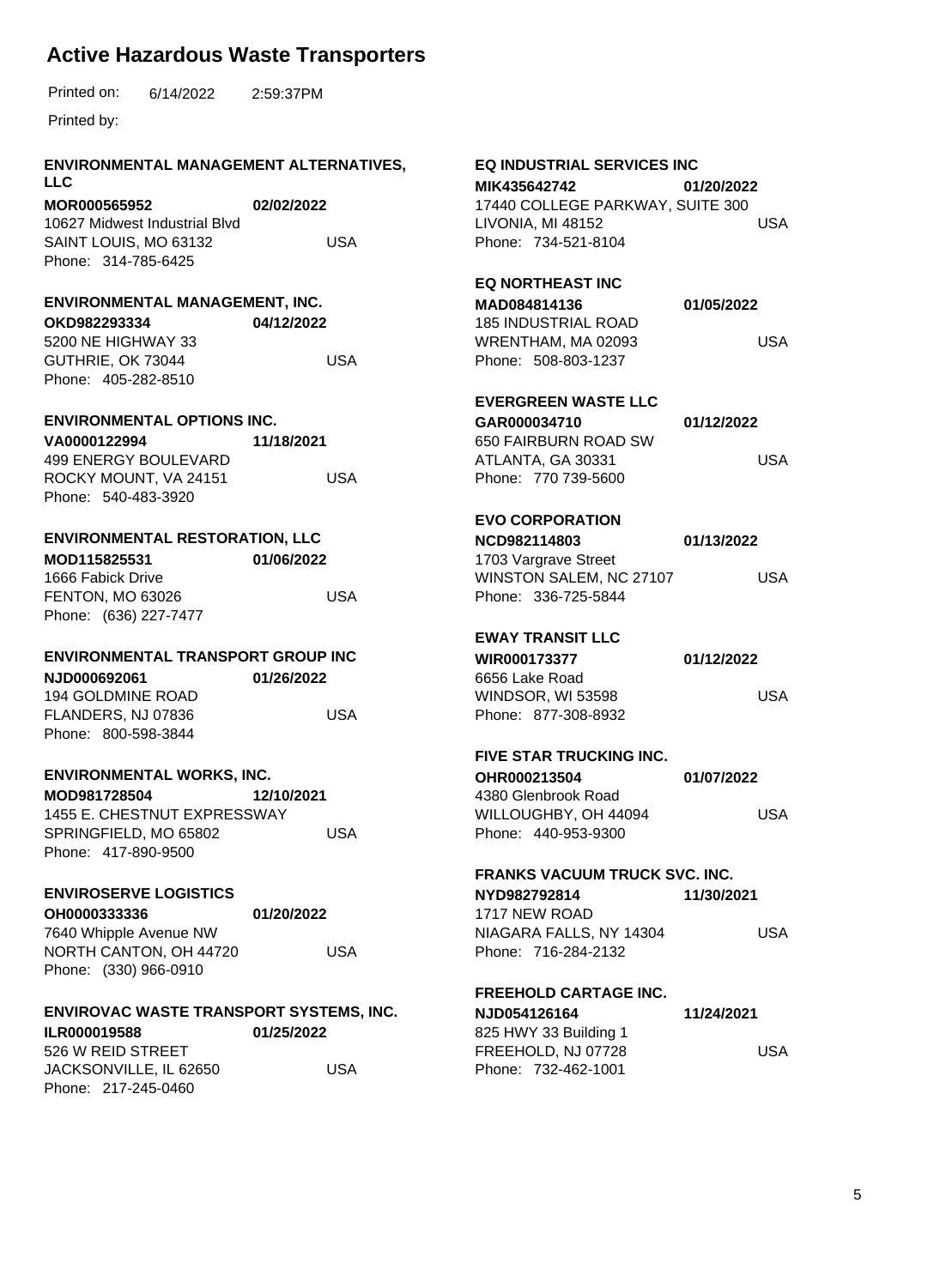# Active Hazardous Waste Transporters

Printed on: 6/14/2022 2:59:37PM

Printed by:

**ENVIRONMENTAL MANAGEMENT ALTERNATIVES, LLC**
**MOR000565952** **02/02/2022**
10627 Midwest Industrial Blvd
SAINT LOUIS, MO 63132 USA
Phone: 314-785-6425

**ENVIRONMENTAL MANAGEMENT, INC.**
**OKD982293334** **04/12/2022**
5200 NE HIGHWAY 33
GUTHRIE, OK 73044 USA
Phone: 405-282-8510

**ENVIRONMENTAL OPTIONS INC.**
**VA0000122994** **11/18/2021**
499 ENERGY BOULEVARD
ROCKY MOUNT, VA 24151 USA
Phone: 540-483-3920

**ENVIRONMENTAL RESTORATION, LLC**
**MOD115825531** **01/06/2022**
1666 Fabick Drive
FENTON, MO 63026 USA
Phone: (636) 227-7477

**ENVIRONMENTAL TRANSPORT GROUP INC**
**NJD000692061** **01/26/2022**
194 GOLDMINE ROAD
FLANDERS, NJ 07836 USA
Phone: 800-598-3844

**ENVIRONMENTAL WORKS, INC.**
**MOD981728504** **12/10/2021**
1455 E. CHESTNUT EXPRESSWAY
SPRINGFIELD, MO 65802 USA
Phone: 417-890-9500

**ENVIROSERVE LOGISTICS**
**OH0000333336** **01/20/2022**
7640 Whipple Avenue NW
NORTH CANTON, OH 44720 USA
Phone: (330) 966-0910

**ENVIROVAC WASTE TRANSPORT SYSTEMS, INC.**
**ILR000019588** **01/25/2022**
526 W REID STREET
JACKSONVILLE, IL 62650 USA
Phone: 217-245-0460

**EQ INDUSTRIAL SERVICES INC**
**MIK435642742** **01/20/2022**
17440 COLLEGE PARKWAY, SUITE 300
LIVONIA, MI 48152 USA
Phone: 734-521-8104

**EQ NORTHEAST INC**
**MAD084814136** **01/05/2022**
185 INDUSTRIAL ROAD
WRENTHAM, MA 02093 USA
Phone: 508-803-1237

**EVERGREEN WASTE LLC**
**GAR000034710** **01/12/2022**
650 FAIRBURN ROAD SW
ATLANTA, GA 30331 USA
Phone: 770 739-5600

**EVO CORPORATION**
**NCD982114803** **01/13/2022**
1703 Vargrave Street
WINSTON SALEM, NC 27107 USA
Phone: 336-725-5844

**EWAY TRANSIT LLC**
**WIR000173377** **01/12/2022**
6656 Lake Road
WINDSOR, WI 53598 USA
Phone: 877-308-8932

**FIVE STAR TRUCKING INC.**
**OHR000213504** **01/07/2022**
4380 Glenbrook Road
WILLOUGHBY, OH 44094 USA
Phone: 440-953-9300

**FRANKS VACUUM TRUCK SVC. INC.**
**NYD982792814** **11/30/2021**
1717 NEW ROAD
NIAGARA FALLS, NY 14304 USA
Phone: 716-284-2132

**FREEHOLD CARTAGE INC.**
**NJD054126164** **11/24/2021**
825 HWY 33 Building 1
FREEHOLD, NJ 07728 USA
Phone: 732-462-1001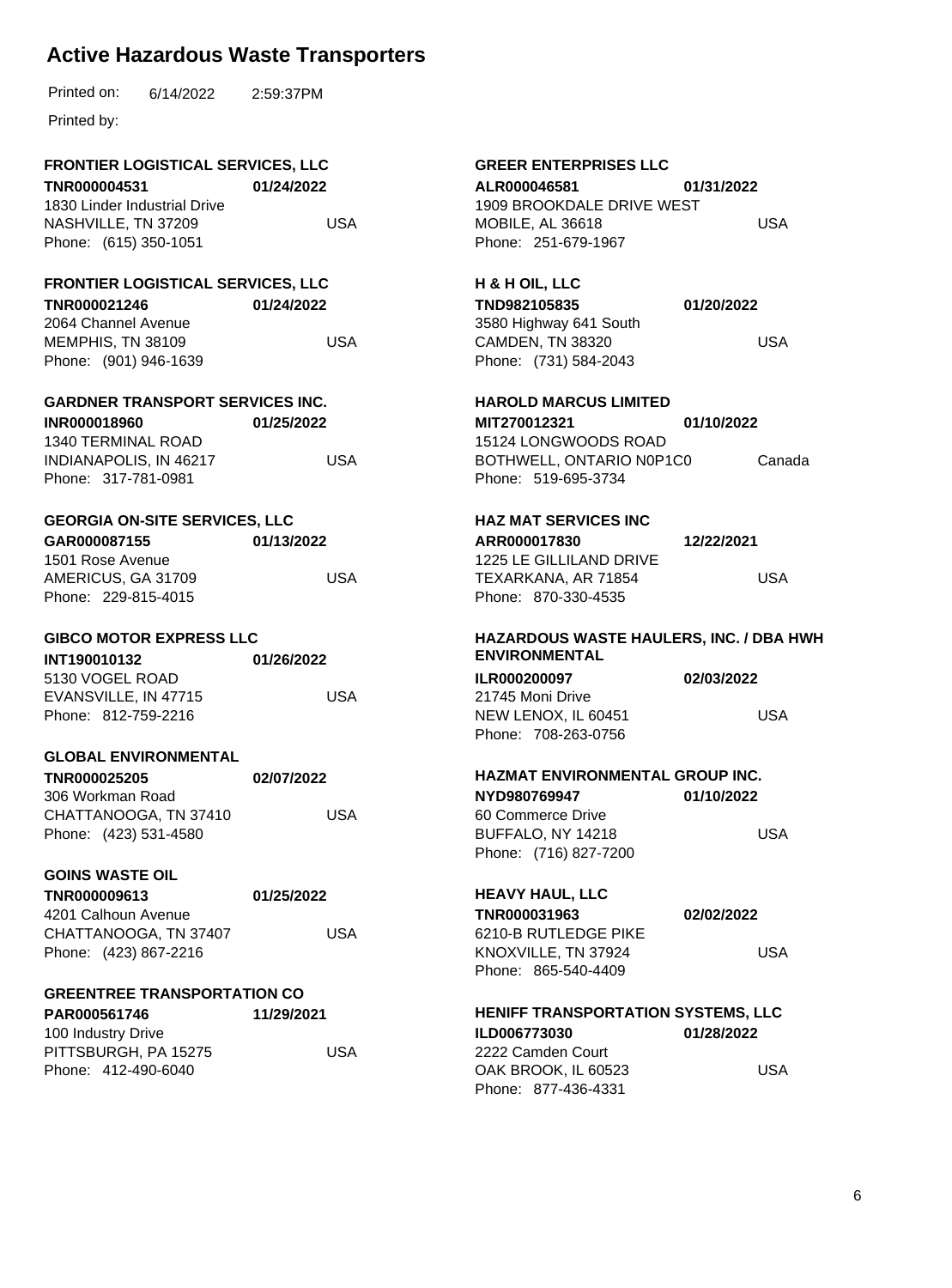# Active Hazardous Waste Transporters

Printed on: 6/14/2022 2:59:37PM

Printed by:

**FRONTIER LOGISTICAL SERVICES, LLC**
**TNR000004531** **01/24/2022**
1830 Linder Industrial Drive
NASHVILLE, TN 37209 USA
Phone: (615) 350-1051

**FRONTIER LOGISTICAL SERVICES, LLC**
**TNR000021246** **01/24/2022**
2064 Channel Avenue
MEMPHIS, TN 38109 USA
Phone: (901) 946-1639

**GARDNER TRANSPORT SERVICES INC.**
**INR000018960** **01/25/2022**
1340 TERMINAL ROAD
INDIANAPOLIS, IN 46217 USA
Phone: 317-781-0981

**GEORGIA ON-SITE SERVICES, LLC**
**GAR000087155** **01/13/2022**
1501 Rose Avenue
AMERICUS, GA 31709 USA
Phone: 229-815-4015

**GIBCO MOTOR EXPRESS LLC**
**INT190010132** **01/26/2022**
5130 VOGEL ROAD
EVANSVILLE, IN 47715 USA
Phone: 812-759-2216

**GLOBAL ENVIRONMENTAL**
**TNR000025205** **02/07/2022**
306 Workman Road
CHATTANOOGA, TN 37410 USA
Phone: (423) 531-4580

**GOINS WASTE OIL**
**TNR000009613** **01/25/2022**
4201 Calhoun Avenue
CHATTANOOGA, TN 37407 USA
Phone: (423) 867-2216

**GREENTREE TRANSPORTATION CO**
**PAR000561746** **11/29/2021**
100 Industry Drive
PITTSBURGH, PA 15275 USA
Phone: 412-490-6040

**GREER ENTERPRISES LLC**
**ALR000046581** **01/31/2022**
1909 BROOKDALE DRIVE WEST
MOBILE, AL 36618 USA
Phone: 251-679-1967

**H & H OIL, LLC**
**TND982105835** **01/20/2022**
3580 Highway 641 South
CAMDEN, TN 38320 USA
Phone: (731) 584-2043

**HAROLD MARCUS LIMITED**
**MIT270012321** **01/10/2022**
15124 LONGWOODS ROAD
BOTHWELL, ONTARIO N0P1C0 Canada
Phone: 519-695-3734

**HAZ MAT SERVICES INC**
**ARR000017830** **12/22/2021**
1225 LE GILLILAND DRIVE
TEXARKANA, AR 71854 USA
Phone: 870-330-4535

**HAZARDOUS WASTE HAULERS, INC. / DBA HWH ENVIRONMENTAL**
**ILR000200097** **02/03/2022**
21745 Moni Drive
NEW LENOX, IL 60451 USA
Phone: 708-263-0756

**HAZMAT ENVIRONMENTAL GROUP INC.**
**NYD980769947** **01/10/2022**
60 Commerce Drive
BUFFALO, NY 14218 USA
Phone: (716) 827-7200

**HEAVY HAUL, LLC**
**TNR000031963** **02/02/2022**
6210-B RUTLEDGE PIKE
KNOXVILLE, TN 37924 USA
Phone: 865-540-4409

**HENIFF TRANSPORTATION SYSTEMS, LLC**
**ILD006773030** **01/28/2022**
2222 Camden Court
OAK BROOK, IL 60523 USA
Phone: 877-436-4331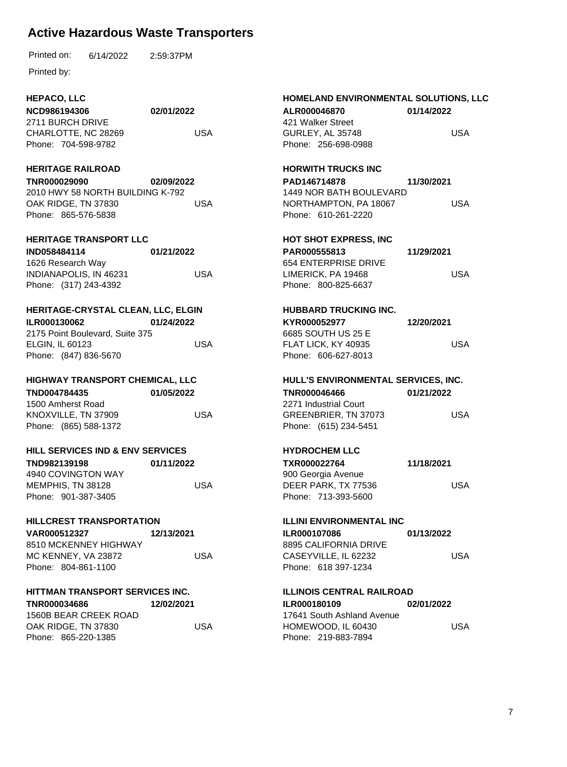# Active Hazardous Waste Transporters

Printed on: 6/14/2022 2:59:37PM

Printed by:

**HEPACO, LLC**
**NCD986194306** **02/01/2022**
2711 BURCH DRIVE
CHARLOTTE, NC 28269 USA
Phone: 704-598-9782

**HERITAGE RAILROAD**
**TNR000029090** **02/09/2022**
2010 HWY 58 NORTH BUILDING K-792
OAK RIDGE, TN 37830 USA
Phone: 865-576-5838

**HERITAGE TRANSPORT LLC**
**IND058484114** **01/21/2022**
1626 Research Way
INDIANAPOLIS, IN 46231 USA
Phone: (317) 243-4392

**HERITAGE-CRYSTAL CLEAN, LLC, ELGIN**
**ILR000130062** **01/24/2022**
2175 Point Boulevard, Suite 375
ELGIN, IL 60123 USA
Phone: (847) 836-5670

**HIGHWAY TRANSPORT CHEMICAL, LLC**
**TND004784435** **01/05/2022**
1500 Amherst Road
KNOXVILLE, TN 37909 USA
Phone: (865) 588-1372

**HILL SERVICES IND & ENV SERVICES**
**TND982139198** **01/11/2022**
4940 COVINGTON WAY
MEMPHIS, TN 38128 USA
Phone: 901-387-3405

**HILLCREST TRANSPORTATION**
**VAR000512327** **12/13/2021**
8510 MCKENNEY HIGHWAY
MC KENNEY, VA 23872 USA
Phone: 804-861-1100

**HITTMAN TRANSPORT SERVICES INC.**
**TNR000034686** **12/02/2021**
1560B BEAR CREEK ROAD
OAK RIDGE, TN 37830 USA
Phone: 865-220-1385

**HOMELAND ENVIRONMENTAL SOLUTIONS, LLC**
**ALR000046870** **01/14/2022**
421 Walker Street
GURLEY, AL 35748 USA
Phone: 256-698-0988

**HORWITH TRUCKS INC**
**PAD146714878** **11/30/2021**
1449 NOR BATH BOULEVARD
NORTHAMPTON, PA 18067 USA
Phone: 610-261-2220

**HOT SHOT EXPRESS, INC**
**PAR000555813** **11/29/2021**
654 ENTERPRISE DRIVE
LIMERICK, PA 19468 USA
Phone: 800-825-6637

**HUBBARD TRUCKING INC.**
**KYR000052977** **12/20/2021**
6685 SOUTH US 25 E
FLAT LICK, KY 40935 USA
Phone: 606-627-8013

**HULL'S ENVIRONMENTAL SERVICES, INC.**
**TNR000046466** **01/21/2022**
2271 Industrial Court
GREENBRIER, TN 37073 USA
Phone: (615) 234-5451

**HYDROCHEM LLC**
**TXR000022764** **11/18/2021**
900 Georgia Avenue
DEER PARK, TX 77536 USA
Phone: 713-393-5600

**ILLINI ENVIRONMENTAL INC**
**ILR000107086** **01/13/2022**
8895 CALIFORNIA DRIVE
CASEYVILLE, IL 62232 USA
Phone: 618 397-1234

**ILLINOIS CENTRAL RAILROAD**
**ILR000180109** **02/01/2022**
17641 South Ashland Avenue
HOMEWOOD, IL 60430 USA
Phone: 219-883-7894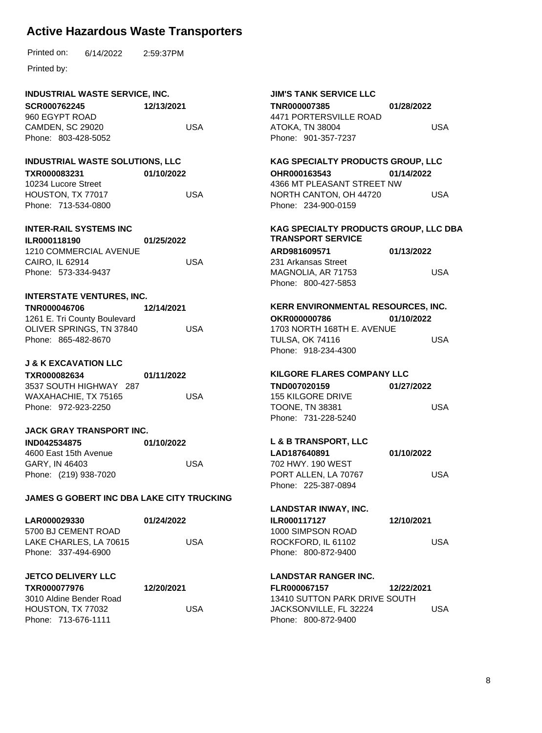# Active Hazardous Waste Transporters

Printed on: 6/14/2022 2:59:37PM

Printed by:

**INDUSTRIAL WASTE SERVICE, INC.**
**SCR000762245** **12/13/2021**
960 EGYPT ROAD
CAMDEN, SC 29020 USA
Phone: 803-428-5052

**INDUSTRIAL WASTE SOLUTIONS, LLC**
**TXR000083231** **01/10/2022**
10234 Lucore Street
HOUSTON, TX 77017 USA
Phone: 713-534-0800

**INTER-RAIL SYSTEMS INC**
**ILR000118190** **01/25/2022**
1210 COMMERCIAL AVENUE
CAIRO, IL 62914 USA
Phone: 573-334-9437

**INTERSTATE VENTURES, INC.**
**TNR000046706** **12/14/2021**
1261 E. Tri County Boulevard
OLIVER SPRINGS, TN 37840 USA
Phone: 865-482-8670

**J & K EXCAVATION LLC**
**TXR000082634** **01/11/2022**
3537 SOUTH HIGHWAY 287
WAXAHACHIE, TX 75165 USA
Phone: 972-923-2250

**JACK GRAY TRANSPORT INC.**
**IND042534875** **01/10/2022**
4600 East 15th Avenue
GARY, IN 46403 USA
Phone: (219) 938-7020

**JAMES G GOBERT INC DBA LAKE CITY TRUCKING**
**LAR000029330** **01/24/2022**
5700 BJ CEMENT ROAD
LAKE CHARLES, LA 70615 USA
Phone: 337-494-6900

**JETCO DELIVERY LLC**
**TXR000077976** **12/20/2021**
3010 Aldine Bender Road
HOUSTON, TX 77032 USA
Phone: 713-676-1111

**JIM'S TANK SERVICE LLC**
**TNR000007385** **01/28/2022**
4471 PORTERSVILLE ROAD
ATOKA, TN 38004 USA
Phone: 901-357-7237

**KAG SPECIALTY PRODUCTS GROUP, LLC**
**OHR000163543** **01/14/2022**
4366 MT PLEASANT STREET NW
NORTH CANTON, OH 44720 USA
Phone: 234-900-0159

**KAG SPECIALTY PRODUCTS GROUP, LLC DBA TRANSPORT SERVICE**
**ARD981609571** **01/13/2022**
231 Arkansas Street
MAGNOLIA, AR 71753 USA
Phone: 800-427-5853

**KERR ENVIRONMENTAL RESOURCES, INC.**
**OKR000000786** **01/10/2022**
1703 NORTH 168TH E. AVENUE
TULSA, OK 74116 USA
Phone: 918-234-4300

**KILGORE FLARES COMPANY LLC**
**TND007020159** **01/27/2022**
155 KILGORE DRIVE
TOONE, TN 38381 USA
Phone: 731-228-5240

**L & B TRANSPORT, LLC**
**LAD187640891** **01/10/2022**
702 HWY. 190 WEST
PORT ALLEN, LA 70767 USA
Phone: 225-387-0894

**LANDSTAR INWAY, INC.**
**ILR000117127** **12/10/2021**
1000 SIMPSON ROAD
ROCKFORD, IL 61102 USA
Phone: 800-872-9400

**LANDSTAR RANGER INC.**
**FLR000067157** **12/22/2021**
13410 SUTTON PARK DRIVE SOUTH
JACKSONVILLE, FL 32224 USA
Phone: 800-872-9400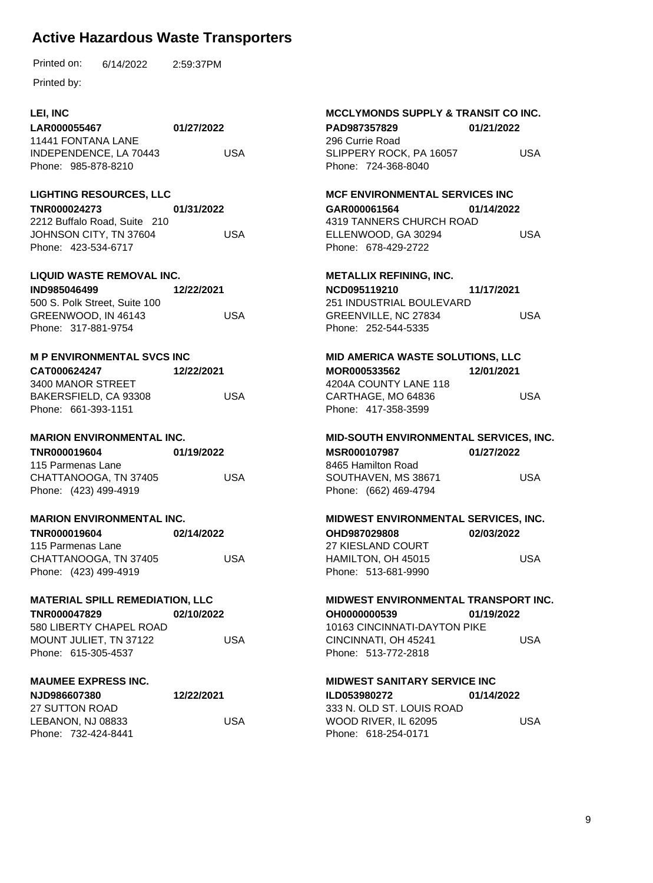# Active Hazardous Waste Transporters

Printed on: 6/14/2022 2:59:37PM

Printed by:

**LEI, INC**
**LAR000055467** **01/27/2022**
11441 FONTANA LANE
INDEPENDENCE, LA 70443 USA
Phone: 985-878-8210

**LIGHTING RESOURCES, LLC**
**TNR000024273** **01/31/2022**
2212 Buffalo Road, Suite 210
JOHNSON CITY, TN 37604 USA
Phone: 423-534-6717

**LIQUID WASTE REMOVAL INC.**
**IND985046499** **12/22/2021**
500 S. Polk Street, Suite 100
GREENWOOD, IN 46143 USA
Phone: 317-881-9754

**M P ENVIRONMENTAL SVCS INC**
**CAT000624247** **12/22/2021**
3400 MANOR STREET
BAKERSFIELD, CA 93308 USA
Phone: 661-393-1151

**MARION ENVIRONMENTAL INC.**
**TNR000019604** **01/19/2022**
115 Parmenas Lane
CHATTANOOGA, TN 37405 USA
Phone: (423) 499-4919

**MARION ENVIRONMENTAL INC.**
**TNR000019604** **02/14/2022**
115 Parmenas Lane
CHATTANOOGA, TN 37405 USA
Phone: (423) 499-4919

**MATERIAL SPILL REMEDIATION, LLC**
**TNR000047829** **02/10/2022**
580 LIBERTY CHAPEL ROAD
MOUNT JULIET, TN 37122 USA
Phone: 615-305-4537

**MAUMEE EXPRESS INC.**
**NJD986607380** **12/22/2021**
27 SUTTON ROAD
LEBANON, NJ 08833 USA
Phone: 732-424-8441

**MCCLYMONDS SUPPLY & TRANSIT CO INC.**
**PAD987357829** **01/21/2022**
296 Currie Road
SLIPPERY ROCK, PA 16057 USA
Phone: 724-368-8040

**MCF ENVIRONMENTAL SERVICES INC**
**GAR000061564** **01/14/2022**
4319 TANNERS CHURCH ROAD
ELLENWOOD, GA 30294 USA
Phone: 678-429-2722

**METALLIX REFINING, INC.**
**NCD095119210** **11/17/2021**
251 INDUSTRIAL BOULEVARD
GREENVILLE, NC 27834 USA
Phone: 252-544-5335

**MID AMERICA WASTE SOLUTIONS, LLC**
**MOR000533562** **12/01/2021**
4204A COUNTY LANE 118
CARTHAGE, MO 64836 USA
Phone: 417-358-3599

**MID-SOUTH ENVIRONMENTAL SERVICES, INC.**
**MSR000107987** **01/27/2022**
8465 Hamilton Road
SOUTHAVEN, MS 38671 USA
Phone: (662) 469-4794

**MIDWEST ENVIRONMENTAL SERVICES, INC.**
**OHD987029808** **02/03/2022**
27 KIESLAND COURT
HAMILTON, OH 45015 USA
Phone: 513-681-9990

**MIDWEST ENVIRONMENTAL TRANSPORT INC.**
**OH0000000539** **01/19/2022**
10163 CINCINNATI-DAYTON PIKE
CINCINNATI, OH 45241 USA
Phone: 513-772-2818

**MIDWEST SANITARY SERVICE INC**
**ILD053980272** **01/14/2022**
333 N. OLD ST. LOUIS ROAD
WOOD RIVER, IL 62095 USA
Phone: 618-254-0171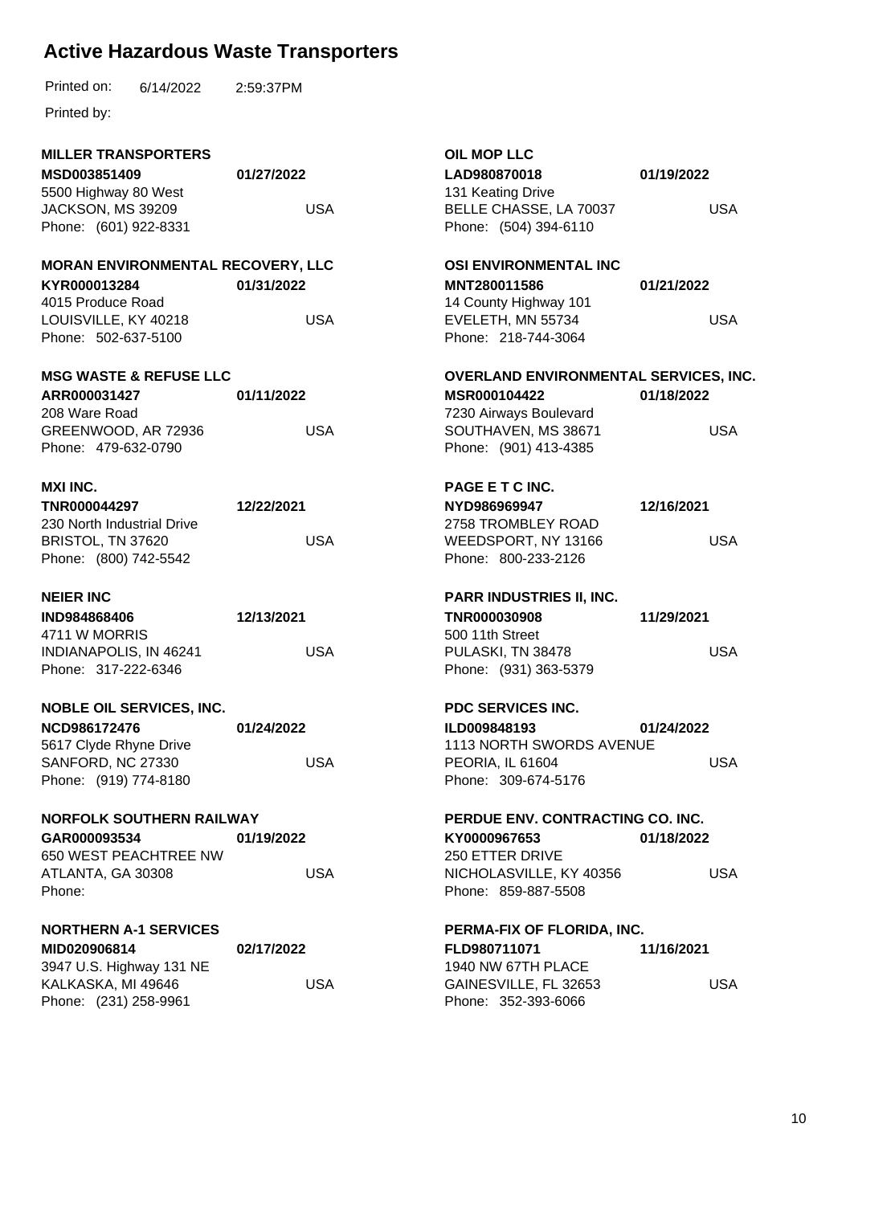# Active Hazardous Waste Transporters

Printed on: 6/14/2022 2:59:37PM

Printed by:

**MILLER TRANSPORTERS**
**MSD003851409** **01/27/2022**
5500 Highway 80 West
JACKSON, MS 39209 USA
Phone: (601) 922-8331

**MORAN ENVIRONMENTAL RECOVERY, LLC**
**KYR000013284** **01/31/2022**
4015 Produce Road
LOUISVILLE, KY 40218 USA
Phone: 502-637-5100

**MSG WASTE & REFUSE LLC**
**ARR000031427** **01/11/2022**
208 Ware Road
GREENWOOD, AR 72936 USA
Phone: 479-632-0790

**MXI INC.**
**TNR000044297** **12/22/2021**
230 North Industrial Drive
BRISTOL, TN 37620 USA
Phone: (800) 742-5542

**NEIER INC**
**IND984868406** **12/13/2021**
4711 W MORRIS
INDIANAPOLIS, IN 46241 USA
Phone: 317-222-6346

**NOBLE OIL SERVICES, INC.**
**NCD986172476** **01/24/2022**
5617 Clyde Rhyne Drive
SANFORD, NC 27330 USA
Phone: (919) 774-8180

**NORFOLK SOUTHERN RAILWAY**
**GAR000093534** **01/19/2022**
650 WEST PEACHTREE NW
ATLANTA, GA 30308 USA
Phone:

**NORTHERN A-1 SERVICES**
**MID020906814** **02/17/2022**
3947 U.S. Highway 131 NE
KALKASKA, MI 49646 USA
Phone: (231) 258-9961

**OIL MOP LLC**
**LAD980870018** **01/19/2022**
131 Keating Drive
BELLE CHASSE, LA 70037 USA
Phone: (504) 394-6110

**OSI ENVIRONMENTAL INC**
**MNT280011586** **01/21/2022**
14 County Highway 101
EVELETH, MN 55734 USA
Phone: 218-744-3064

**OVERLAND ENVIRONMENTAL SERVICES, INC.**
**MSR000104422** **01/18/2022**
7230 Airways Boulevard
SOUTHAVEN, MS 38671 USA
Phone: (901) 413-4385

**PAGE E T C INC.**
**NYD986969947** **12/16/2021**
2758 TROMBLEY ROAD
WEEDSPORT, NY 13166 USA
Phone: 800-233-2126

**PARR INDUSTRIES II, INC.**
**TNR000030908** **11/29/2021**
500 11th Street
PULASKI, TN 38478 USA
Phone: (931) 363-5379

**PDC SERVICES INC.**
**ILD009848193** **01/24/2022**
1113 NORTH SWORDS AVENUE
PEORIA, IL 61604 USA
Phone: 309-674-5176

**PERDUE ENV. CONTRACTING CO. INC.**
**KY0000967653** **01/18/2022**
250 ETTER DRIVE
NICHOLASVILLE, KY 40356 USA
Phone: 859-887-5508

**PERMA-FIX OF FLORIDA, INC.**
**FLD980711071** **11/16/2021**
1940 NW 67TH PLACE
GAINESVILLE, FL 32653 USA
Phone: 352-393-6066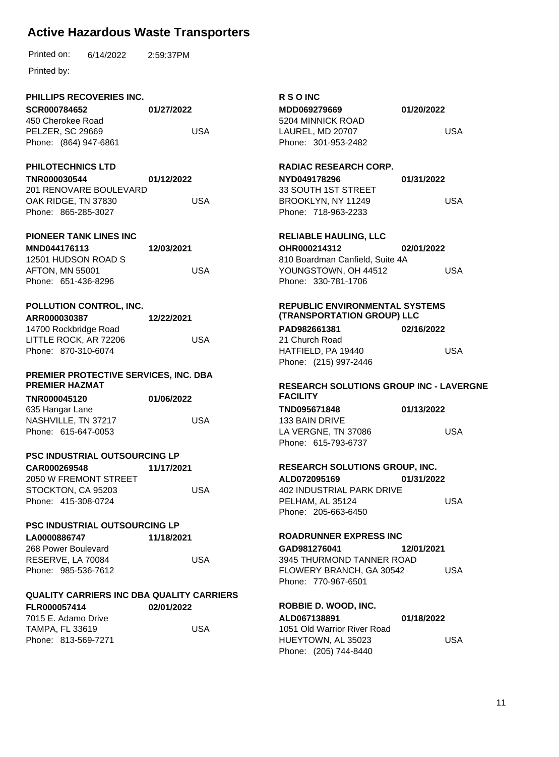# Active Hazardous Waste Transporters

Printed on: 6/14/2022 2:59:37PM

Printed by:

**PHILLIPS RECOVERIES INC.**
**SCR000784652** **01/27/2022**
450 Cherokee Road
PELZER, SC 29669 USA
Phone: (864) 947-6861

**PHILOTECHNICS LTD**
**TNR000030544** **01/12/2022**
201 RENOVARE BOULEVARD
OAK RIDGE, TN 37830 USA
Phone: 865-285-3027

**PIONEER TANK LINES INC**
**MND044176113** **12/03/2021**
12501 HUDSON ROAD S
AFTON, MN 55001 USA
Phone: 651-436-8296

**POLLUTION CONTROL, INC.**
**ARR000030387** **12/22/2021**
14700 Rockbridge Road
LITTLE ROCK, AR 72206 USA
Phone: 870-310-6074

**PREMIER PROTECTIVE SERVICES, INC. DBA PREMIER HAZMAT**
**TNR000045120** **01/06/2022**
635 Hangar Lane
NASHVILLE, TN 37217 USA
Phone: 615-647-0053

**PSC INDUSTRIAL OUTSOURCING LP**
**CAR000269548** **11/17/2021**
2050 W FREMONT STREET
STOCKTON, CA 95203 USA
Phone: 415-308-0724

**PSC INDUSTRIAL OUTSOURCING LP**
**LA0000886747** **11/18/2021**
268 Power Boulevard
RESERVE, LA 70084 USA
Phone: 985-536-7612

**QUALITY CARRIERS INC DBA QUALITY CARRIERS**
**FLR000057414** **02/01/2022**
7015 E. Adamo Drive
TAMPA, FL 33619 USA
Phone: 813-569-7271

**R S O INC**
**MDD069279669** **01/20/2022**
5204 MINNICK ROAD
LAUREL, MD 20707 USA
Phone: 301-953-2482

**RADIAC RESEARCH CORP.**
**NYD049178296** **01/31/2022**
33 SOUTH 1ST STREET
BROOKLYN, NY 11249 USA
Phone: 718-963-2233

**RELIABLE HAULING, LLC**
**OHR000214312** **02/01/2022**
810 Boardman Canfield, Suite 4A
YOUNGSTOWN, OH 44512 USA
Phone: 330-781-1706

**REPUBLIC ENVIRONMENTAL SYSTEMS (TRANSPORTATION GROUP) LLC**
**PAD982661381** **02/16/2022**
21 Church Road
HATFIELD, PA 19440 USA
Phone: (215) 997-2446

**RESEARCH SOLUTIONS GROUP INC - LAVERGNE FACILITY**
**TND095671848** **01/13/2022**
133 BAIN DRIVE
LA VERGNE, TN 37086 USA
Phone: 615-793-6737

**RESEARCH SOLUTIONS GROUP, INC.**
**ALD072095169** **01/31/2022**
402 INDUSTRIAL PARK DRIVE
PELHAM, AL 35124 USA
Phone: 205-663-6450

**ROADRUNNER EXPRESS INC**
**GAD981276041** **12/01/2021**
3945 THURMOND TANNER ROAD
FLOWERY BRANCH, GA 30542 USA
Phone: 770-967-6501

**ROBBIE D. WOOD, INC.**
**ALD067138891** **01/18/2022**
1051 Old Warrior River Road
HUEYTOWN, AL 35023 USA
Phone: (205) 744-8440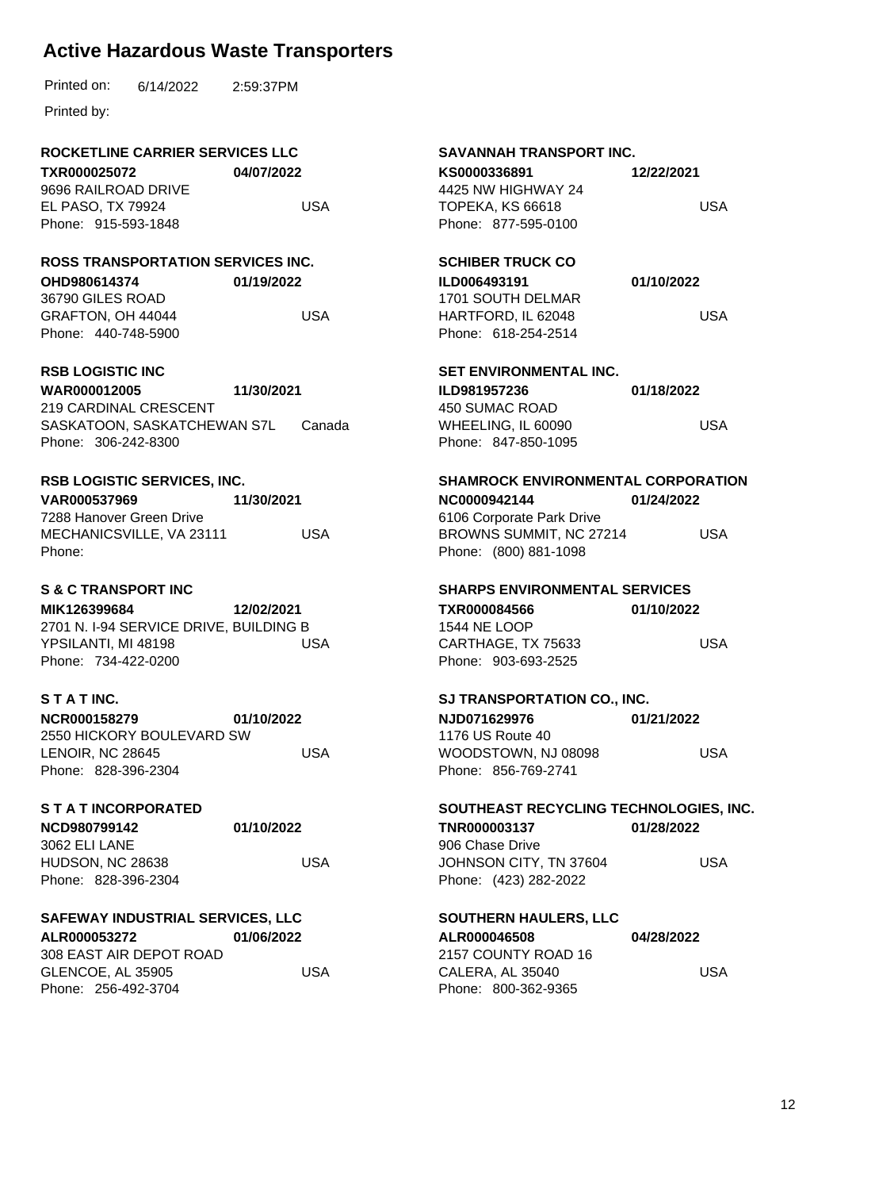# Active Hazardous Waste Transporters

Printed on: 6/14/2022 2:59:37PM

Printed by:

**ROCKETLINE CARRIER SERVICES LLC**
**TXR000025072** **04/07/2022**
9696 RAILROAD DRIVE
EL PASO, TX 79924 USA
Phone: 915-593-1848

**ROSS TRANSPORTATION SERVICES INC.**
**OHD980614374** **01/19/2022**
36790 GILES ROAD
GRAFTON, OH 44044 USA
Phone: 440-748-5900

**RSB LOGISTIC INC**
**WAR000012005** **11/30/2021**
219 CARDINAL CRESCENT
SASKATOON, SASKATCHEWAN S7L Canada
Phone: 306-242-8300

**RSB LOGISTIC SERVICES, INC.**
**VAR000537969** **11/30/2021**
7288 Hanover Green Drive
MECHANICSVILLE, VA 23111 USA
Phone:

**S & C TRANSPORT INC**
**MIK126399684** **12/02/2021**
2701 N. I-94 SERVICE DRIVE, BUILDING B
YPSILANTI, MI 48198 USA
Phone: 734-422-0200

**S T A T INC.**
**NCR000158279** **01/10/2022**
2550 HICKORY BOULEVARD SW
LENOIR, NC 28645 USA
Phone: 828-396-2304

**S T A T INCORPORATED**
**NCD980799142** **01/10/2022**
3062 ELI LANE
HUDSON, NC 28638 USA
Phone: 828-396-2304

**SAFEWAY INDUSTRIAL SERVICES, LLC**
**ALR000053272** **01/06/2022**
308 EAST AIR DEPOT ROAD
GLENCOE, AL 35905 USA
Phone: 256-492-3704

**SAVANNAH TRANSPORT INC.**
**KS0000336891** **12/22/2021**
4425 NW HIGHWAY 24
TOPEKA, KS 66618 USA
Phone: 877-595-0100

**SCHIBER TRUCK CO**
**ILD006493191** **01/10/2022**
1701 SOUTH DELMAR
HARTFORD, IL 62048 USA
Phone: 618-254-2514

**SET ENVIRONMENTAL INC.**
**ILD981957236** **01/18/2022**
450 SUMAC ROAD
WHEELING, IL 60090 USA
Phone: 847-850-1095

**SHAMROCK ENVIRONMENTAL CORPORATION**
**NC0000942144** **01/24/2022**
6106 Corporate Park Drive
BROWNS SUMMIT, NC 27214 USA
Phone: (800) 881-1098

**SHARPS ENVIRONMENTAL SERVICES**
**TXR000084566** **01/10/2022**
1544 NE LOOP
CARTHAGE, TX 75633 USA
Phone: 903-693-2525

**SJ TRANSPORTATION CO., INC.**
**NJD071629976** **01/21/2022**
1176 US Route 40
WOODSTOWN, NJ 08098 USA
Phone: 856-769-2741

**SOUTHEAST RECYCLING TECHNOLOGIES, INC.**
**TNR000003137** **01/28/2022**
906 Chase Drive
JOHNSON CITY, TN 37604 USA
Phone: (423) 282-2022

**SOUTHERN HAULERS, LLC**
**ALR000046508** **04/28/2022**
2157 COUNTY ROAD 16
CALERA, AL 35040 USA
Phone: 800-362-9365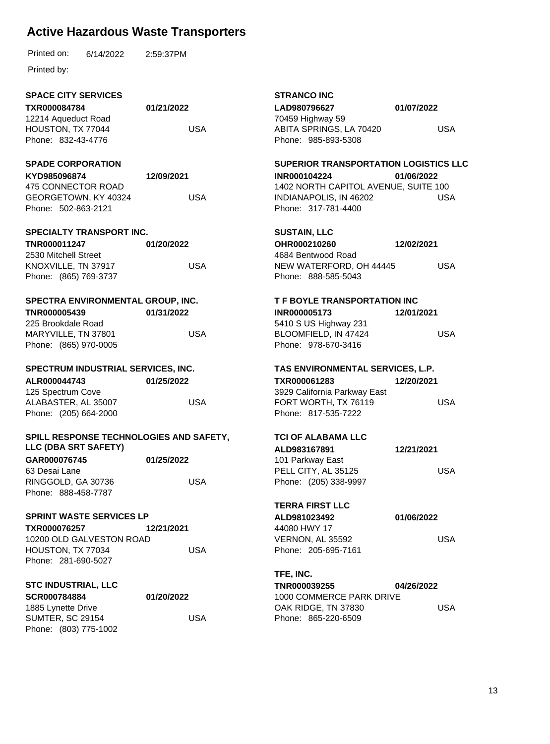# Active Hazardous Waste Transporters

Printed on: 6/14/2022 2:59:37PM

Printed by:

**SPACE CITY SERVICES**
**TXR000084784** **01/21/2022**
12214 Aqueduct Road
HOUSTON, TX 77044 USA
Phone: 832-43-4776

**SPADE CORPORATION**
**KYD985096874** **12/09/2021**
475 CONNECTOR ROAD
GEORGETOWN, KY 40324 USA
Phone: 502-863-2121

**SPECIALTY TRANSPORT INC.**
**TNR000011247** **01/20/2022**
2530 Mitchell Street
KNOXVILLE, TN 37917 USA
Phone: (865) 769-3737

**SPECTRA ENVIRONMENTAL GROUP, INC.**
**TNR000005439** **01/31/2022**
225 Brookdale Road
MARYVILLE, TN 37801 USA
Phone: (865) 970-0005

**SPECTRUM INDUSTRIAL SERVICES, INC.**
**ALR000044743** **01/25/2022**
125 Spectrum Cove
ALABASTER, AL 35007 USA
Phone: (205) 664-2000

**SPILL RESPONSE TECHNOLOGIES AND SAFETY, LLC (DBA SRT SAFETY)**
**GAR000076745** **01/25/2022**
63 Desai Lane
RINGGOLD, GA 30736 USA
Phone: 888-458-7787

**SPRINT WASTE SERVICES LP**
**TXR000076257** **12/21/2021**
10200 OLD GALVESTON ROAD
HOUSTON, TX 77034 USA
Phone: 281-690-5027

**STC INDUSTRIAL, LLC**
**SCR000784884** **01/20/2022**
1885 Lynette Drive
SUMTER, SC 29154 USA
Phone: (803) 775-1002

**STRANCO INC**
**LAD980796627** **01/07/2022**
70459 Highway 59
ABITA SPRINGS, LA 70420 USA
Phone: 985-893-5308

**SUPERIOR TRANSPORTATION LOGISTICS LLC**
**INR000104224** **01/06/2022**
1402 NORTH CAPITOL AVENUE, SUITE 100
INDIANAPOLIS, IN 46202 USA
Phone: 317-781-4400

**SUSTAIN, LLC**
**OHR000210260** **12/02/2021**
4684 Bentwood Road
NEW WATERFORD, OH 44445 USA
Phone: 888-585-5043

**T F BOYLE TRANSPORTATION INC**
**INR000005173** **12/01/2021**
5410 S US Highway 231
BLOOMFIELD, IN 47424 USA
Phone: 978-670-3416

**TAS ENVIRONMENTAL SERVICES, L.P.**
**TXR000061283** **12/20/2021**
3929 California Parkway East
FORT WORTH, TX 76119 USA
Phone: 817-535-7222

**TCI OF ALABAMA LLC**
**ALD983167891** **12/21/2021**
101 Parkway East
PELL CITY, AL 35125 USA
Phone: (205) 338-9997

**TERRA FIRST LLC**
**ALD981023492** **01/06/2022**
44080 HWY 17
VERNON, AL 35592 USA
Phone: 205-695-7161

**TFE, INC.**
**TNR000039255** **04/26/2022**
1000 COMMERCE PARK DRIVE
OAK RIDGE, TN 37830 USA
Phone: 865-220-6509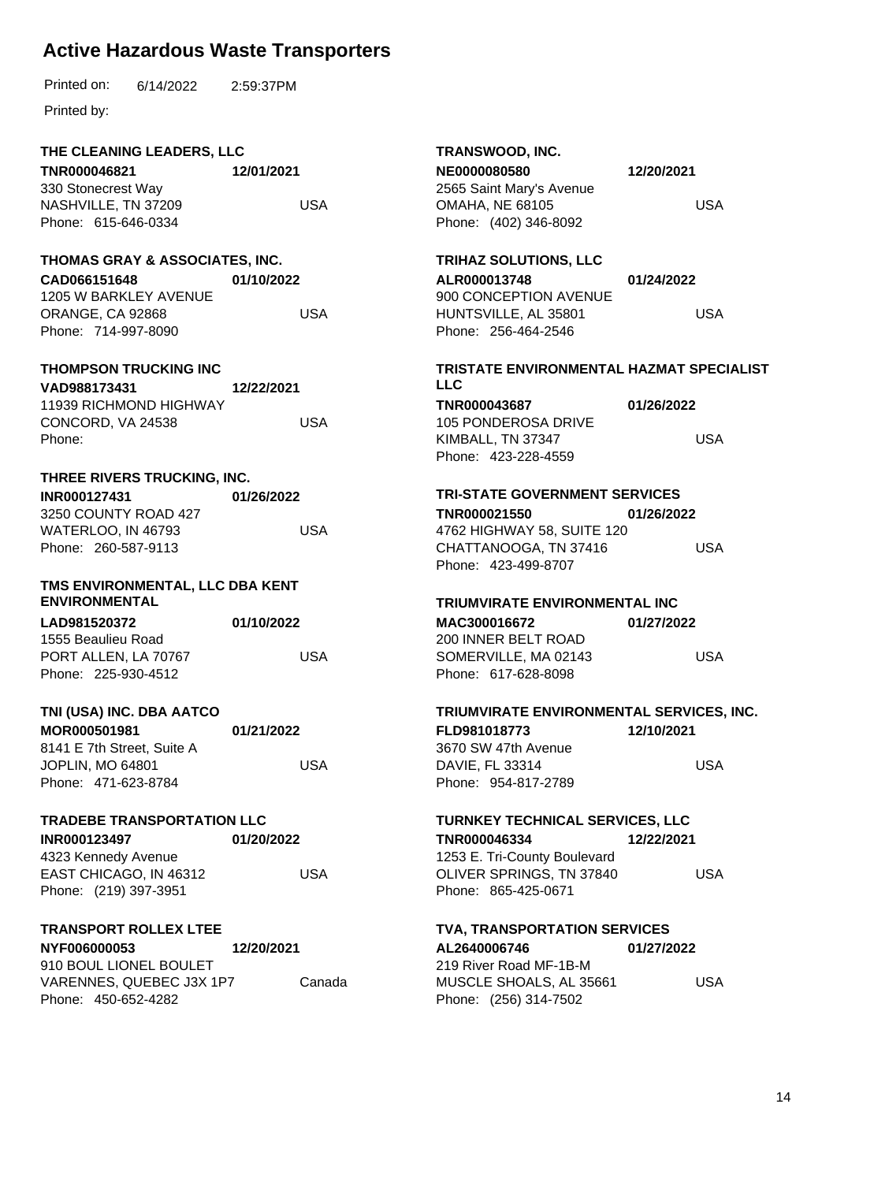# Active Hazardous Waste Transporters

Printed on: 6/14/2022 2:59:37PM

Printed by:

**THE CLEANING LEADERS, LLC**
**TNR000046821** **12/01/2021**
330 Stonecrest Way
NASHVILLE, TN 37209 USA
Phone: 615-646-0334

**THOMAS GRAY & ASSOCIATES, INC.**
**CAD066151648** **01/10/2022**
1205 W BARKLEY AVENUE
ORANGE, CA 92868 USA
Phone: 714-997-8090

**THOMPSON TRUCKING INC**
**VAD988173431** **12/22/2021**
11939 RICHMOND HIGHWAY
CONCORD, VA 24538 USA
Phone:

**THREE RIVERS TRUCKING, INC.**
**INR000127431** **01/26/2022**
3250 COUNTY ROAD 427
WATERLOO, IN 46793 USA
Phone: 260-587-9113

**TMS ENVIRONMENTAL, LLC DBA KENT ENVIRONMENTAL**
**LAD981520372** **01/10/2022**
1555 Beaulieu Road
PORT ALLEN, LA 70767 USA
Phone: 225-930-4512

**TNI (USA) INC. DBA AATCO**
**MOR000501981** **01/21/2022**
8141 E 7th Street, Suite A
JOPLIN, MO 64801 USA
Phone: 471-623-8784

**TRADEBE TRANSPORTATION LLC**
**INR000123497** **01/20/2022**
4323 Kennedy Avenue
EAST CHICAGO, IN 46312 USA
Phone: (219) 397-3951

**TRANSPORT ROLLEX LTEE**
**NYF006000053** **12/20/2021**
910 BOUL LIONEL BOULET
VARENNES, QUEBEC J3X 1P7 Canada
Phone: 450-652-4282

**TRANSWOOD, INC.**
**NE0000080580** **12/20/2021**
2565 Saint Mary's Avenue
OMAHA, NE 68105 USA
Phone: (402) 346-8092

**TRIHAZ SOLUTIONS, LLC**
**ALR000013748** **01/24/2022**
900 CONCEPTION AVENUE
HUNTSVILLE, AL 35801 USA
Phone: 256-464-2546

**TRISTATE ENVIRONMENTAL HAZMAT SPECIALIST LLC**
**TNR000043687** **01/26/2022**
105 PONDEROSA DRIVE
KIMBALL, TN 37347 USA
Phone: 423-228-4559

**TRI-STATE GOVERNMENT SERVICES**
**TNR000021550** **01/26/2022**
4762 HIGHWAY 58, SUITE 120
CHATTANOOGA, TN 37416 USA
Phone: 423-499-8707

**TRIUMVIRATE ENVIRONMENTAL INC**
**MAC300016672** **01/27/2022**
200 INNER BELT ROAD
SOMERVILLE, MA 02143 USA
Phone: 617-628-8098

**TRIUMVIRATE ENVIRONMENTAL SERVICES, INC.**
**FLD981018773** **12/10/2021**
3670 SW 47th Avenue
DAVIE, FL 33314 USA
Phone: 954-817-2789

**TURNKEY TECHNICAL SERVICES, LLC**
**TNR000046334** **12/22/2021**
1253 E. Tri-County Boulevard
OLIVER SPRINGS, TN 37840 USA
Phone: 865-425-0671

**TVA, TRANSPORTATION SERVICES**
**AL2640006746** **01/27/2022**
219 River Road MF-1B-M
MUSCLE SHOALS, AL 35661 USA
Phone: (256) 314-7502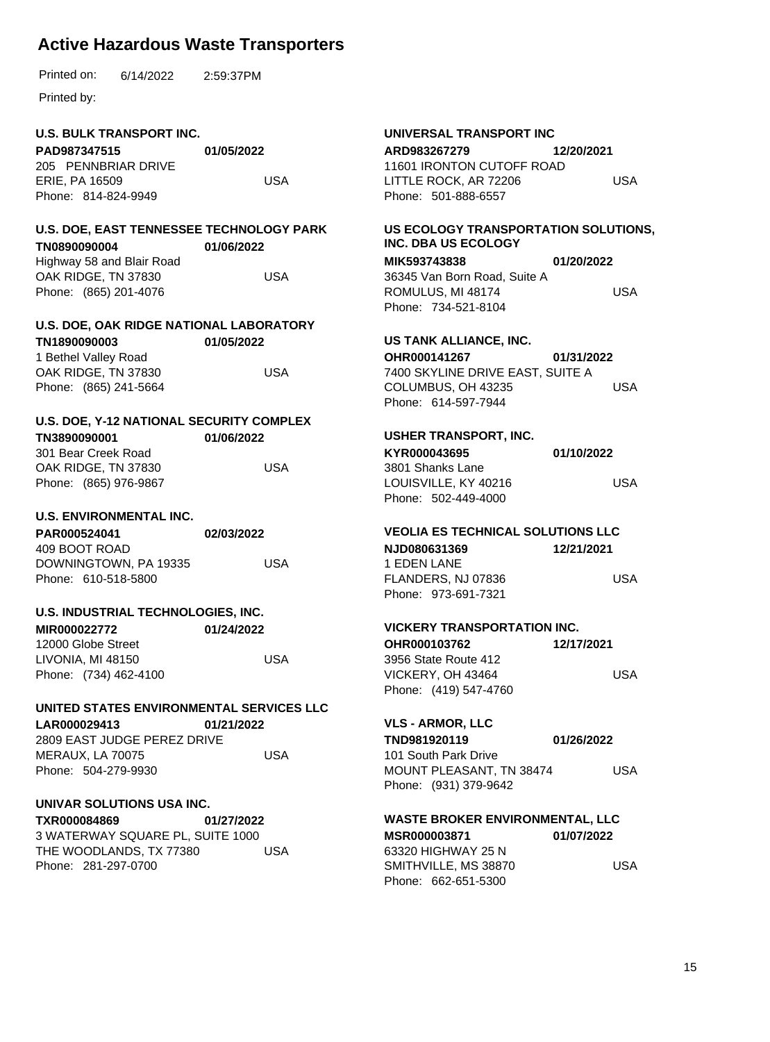# Active Hazardous Waste Transporters

Printed on: 6/14/2022 2:59:37PM

Printed by:

**U.S. BULK TRANSPORT INC.**
**PAD987347515** **01/05/2022**
205 PENNBRIAR DRIVE
ERIE, PA 16509 USA
Phone: 814-824-9949

**U.S. DOE, EAST TENNESSEE TECHNOLOGY PARK**
**TN0890090004** **01/06/2022**
Highway 58 and Blair Road
OAK RIDGE, TN 37830 USA
Phone: (865) 201-4076

**U.S. DOE, OAK RIDGE NATIONAL LABORATORY**
**TN1890090003** **01/05/2022**
1 Bethel Valley Road
OAK RIDGE, TN 37830 USA
Phone: (865) 241-5664

**U.S. DOE, Y-12 NATIONAL SECURITY COMPLEX**
**TN3890090001** **01/06/2022**
301 Bear Creek Road
OAK RIDGE, TN 37830 USA
Phone: (865) 976-9867

**U.S. ENVIRONMENTAL INC.**
**PAR000524041** **02/03/2022**
409 BOOT ROAD
DOWNINGTOWN, PA 19335 USA
Phone: 610-518-5800

**U.S. INDUSTRIAL TECHNOLOGIES, INC.**
**MIR000022772** **01/24/2022**
12000 Globe Street
LIVONIA, MI 48150 USA
Phone: (734) 462-4100

**UNITED STATES ENVIRONMENTAL SERVICES LLC**
**LAR000029413** **01/21/2022**
2809 EAST JUDGE PEREZ DRIVE
MERAUX, LA 70075 USA
Phone: 504-279-9930

**UNIVAR SOLUTIONS USA INC.**
**TXR000084869** **01/27/2022**
3 WATERWAY SQUARE PL, SUITE 1000
THE WOODLANDS, TX 77380 USA
Phone: 281-297-0700

**UNIVERSAL TRANSPORT INC**
**ARD983267279** **12/20/2021**
11601 IRONTON CUTOFF ROAD
LITTLE ROCK, AR 72206 USA
Phone: 501-888-6557

**US ECOLOGY TRANSPORTATION SOLUTIONS, INC. DBA US ECOLOGY**
**MIK593743838** **01/20/2022**
36345 Van Born Road, Suite A
ROMULUS, MI 48174 USA
Phone: 734-521-8104

**US TANK ALLIANCE, INC.**
**OHR000141267** **01/31/2022**
7400 SKYLINE DRIVE EAST, SUITE A
COLUMBUS, OH 43235 USA
Phone: 614-597-7944

**USHER TRANSPORT, INC.**
**KYR000043695** **01/10/2022**
3801 Shanks Lane
LOUISVILLE, KY 40216 USA
Phone: 502-449-4000

**VEOLIA ES TECHNICAL SOLUTIONS LLC**
**NJD080631369** **12/21/2021**
1 EDEN LANE
FLANDERS, NJ 07836 USA
Phone: 973-691-7321

**VICKERY TRANSPORTATION INC.**
**OHR000103762** **12/17/2021**
3956 State Route 412
VICKERY, OH 43464 USA
Phone: (419) 547-4760

**VLS - ARMOR, LLC**
**TND981920119** **01/26/2022**
101 South Park Drive
MOUNT PLEASANT, TN 38474 USA
Phone: (931) 379-9642

**WASTE BROKER ENVIRONMENTAL, LLC**
**MSR000003871** **01/07/2022**
63320 HIGHWAY 25 N
SMITHVILLE, MS 38870 USA
Phone: 662-651-5300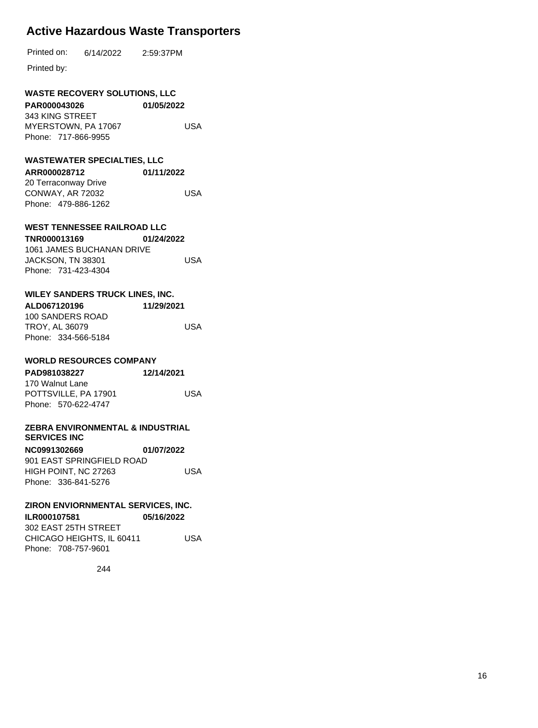# Active Hazardous Waste Transporters

Printed on: 6/14/2022 2:59:37PM

Printed by:

**WASTE RECOVERY SOLUTIONS, LLC**
**PAR000043026** **01/05/2022**
343 KING STREET
MYERSTOWN, PA 17067 USA
Phone: 717-866-9955

**WASTEWATER SPECIALTIES, LLC**
**ARR000028712** **01/11/2022**
20 Terraconway Drive
CONWAY, AR 72032 USA
Phone: 479-886-1262

**WEST TENNESSEE RAILROAD LLC**
**TNR000013169** **01/24/2022**
1061 JAMES BUCHANAN DRIVE
JACKSON, TN 38301 USA
Phone: 731-423-4304

**WILEY SANDERS TRUCK LINES, INC.**
**ALD067120196** **11/29/2021**
100 SANDERS ROAD
TROY, AL 36079 USA
Phone: 334-566-5184

**WORLD RESOURCES COMPANY**
**PAD981038227** **12/14/2021**
170 Walnut Lane
POTTSVILLE, PA 17901 USA
Phone: 570-622-4747

**ZEBRA ENVIRONMENTAL & INDUSTRIAL SERVICES INC**
**NC0991302669** **01/07/2022**
901 EAST SPRINGFIELD ROAD
HIGH POINT, NC 27263 USA
Phone: 336-841-5276

**ZIRON ENVIORNMENTAL SERVICES, INC.**
**ILR000107581** **05/16/2022**
302 EAST 25TH STREET
CHICAGO HEIGHTS, IL 60411 USA
Phone: 708-757-9601

244